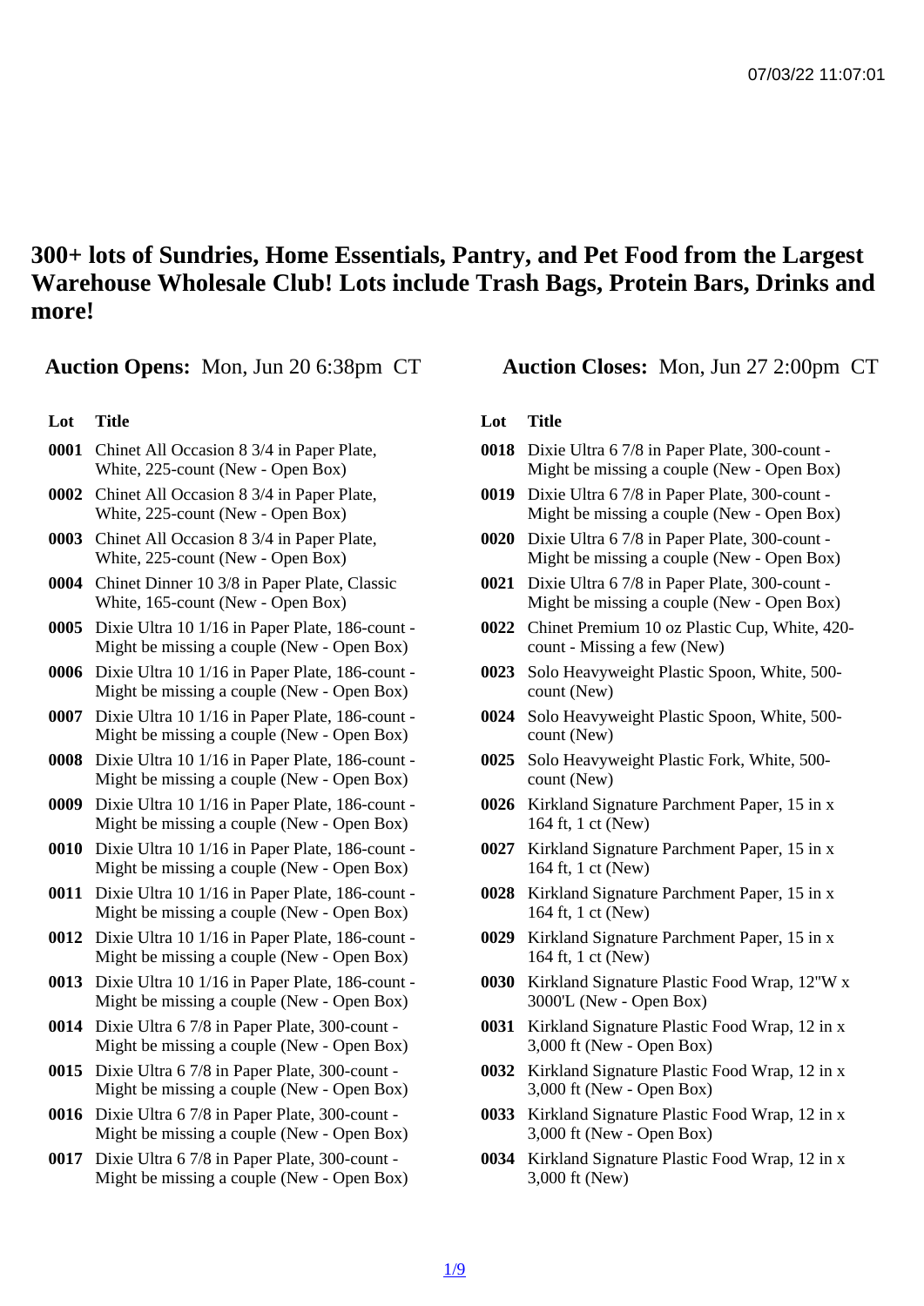# 300+ lots of Sundries, Home Essentials, Pantry, and Pet Food from the Largest Warehouse Wholesale Club! Lots include Trash Bags, Protein Bars, Drinks and more!

**Auction Opens:** Mon, Jun 20 6:38pm CT

**Auction Closes:** Mon, Jun 27 2:00pm CT

| Lot | Title |
|---|---|
| 0001 | Chinet All Occasion 8 3/4 in Paper Plate, White, 225-count (New - Open Box) |
| 0002 | Chinet All Occasion 8 3/4 in Paper Plate, White, 225-count (New - Open Box) |
| 0003 | Chinet All Occasion 8 3/4 in Paper Plate, White, 225-count (New - Open Box) |
| 0004 | Chinet Dinner 10 3/8 in Paper Plate, Classic White, 165-count (New - Open Box) |
| 0005 | Dixie Ultra 10 1/16 in Paper Plate, 186-count - Might be missing a couple (New - Open Box) |
| 0006 | Dixie Ultra 10 1/16 in Paper Plate, 186-count - Might be missing a couple (New - Open Box) |
| 0007 | Dixie Ultra 10 1/16 in Paper Plate, 186-count - Might be missing a couple (New - Open Box) |
| 0008 | Dixie Ultra 10 1/16 in Paper Plate, 186-count - Might be missing a couple (New - Open Box) |
| 0009 | Dixie Ultra 10 1/16 in Paper Plate, 186-count - Might be missing a couple (New - Open Box) |
| 0010 | Dixie Ultra 10 1/16 in Paper Plate, 186-count - Might be missing a couple (New - Open Box) |
| 0011 | Dixie Ultra 10 1/16 in Paper Plate, 186-count - Might be missing a couple (New - Open Box) |
| 0012 | Dixie Ultra 10 1/16 in Paper Plate, 186-count - Might be missing a couple (New - Open Box) |
| 0013 | Dixie Ultra 10 1/16 in Paper Plate, 186-count - Might be missing a couple (New - Open Box) |
| 0014 | Dixie Ultra 6 7/8 in Paper Plate, 300-count - Might be missing a couple (New - Open Box) |
| 0015 | Dixie Ultra 6 7/8 in Paper Plate, 300-count - Might be missing a couple (New - Open Box) |
| 0016 | Dixie Ultra 6 7/8 in Paper Plate, 300-count - Might be missing a couple (New - Open Box) |
| 0017 | Dixie Ultra 6 7/8 in Paper Plate, 300-count - Might be missing a couple (New - Open Box) |
| 0018 | Dixie Ultra 6 7/8 in Paper Plate, 300-count - Might be missing a couple (New - Open Box) |
| 0019 | Dixie Ultra 6 7/8 in Paper Plate, 300-count - Might be missing a couple (New - Open Box) |
| 0020 | Dixie Ultra 6 7/8 in Paper Plate, 300-count - Might be missing a couple (New - Open Box) |
| 0021 | Dixie Ultra 6 7/8 in Paper Plate, 300-count - Might be missing a couple (New - Open Box) |
| 0022 | Chinet Premium 10 oz Plastic Cup, White, 420-count - Missing a few (New) |
| 0023 | Solo Heavyweight Plastic Spoon, White, 500-count (New) |
| 0024 | Solo Heavyweight Plastic Spoon, White, 500-count (New) |
| 0025 | Solo Heavyweight Plastic Fork, White, 500-count (New) |
| 0026 | Kirkland Signature Parchment Paper, 15 in x 164 ft, 1 ct (New) |
| 0027 | Kirkland Signature Parchment Paper, 15 in x 164 ft, 1 ct (New) |
| 0028 | Kirkland Signature Parchment Paper, 15 in x 164 ft, 1 ct (New) |
| 0029 | Kirkland Signature Parchment Paper, 15 in x 164 ft, 1 ct (New) |
| 0030 | Kirkland Signature Plastic Food Wrap, 12"W x 3000'L (New - Open Box) |
| 0031 | Kirkland Signature Plastic Food Wrap, 12 in x 3,000 ft (New - Open Box) |
| 0032 | Kirkland Signature Plastic Food Wrap, 12 in x 3,000 ft (New - Open Box) |
| 0033 | Kirkland Signature Plastic Food Wrap, 12 in x 3,000 ft (New - Open Box) |
| 0034 | Kirkland Signature Plastic Food Wrap, 12 in x 3,000 ft (New) |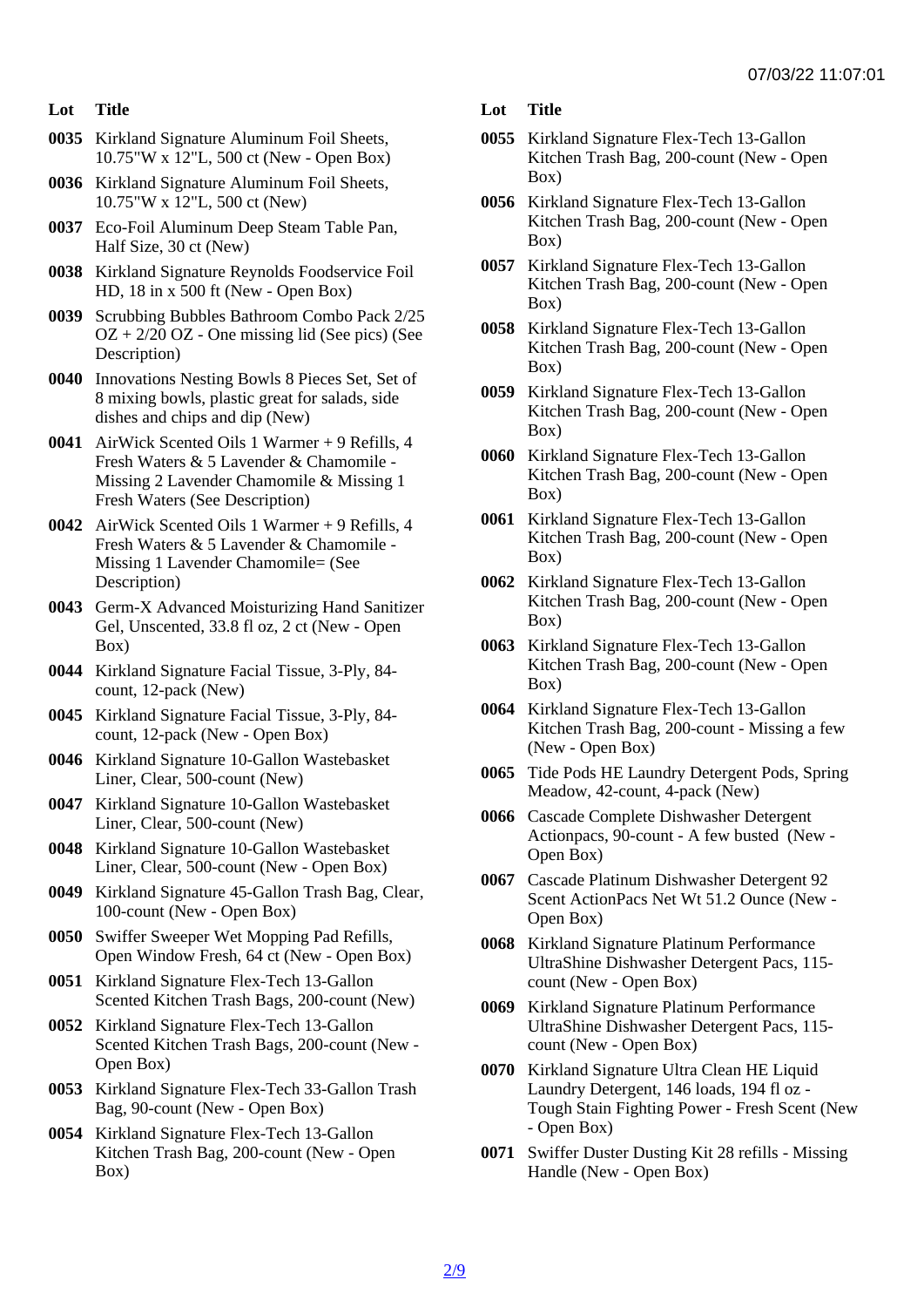| Lot | Title |
| --- | --- |
| 0035 | Kirkland Signature Aluminum Foil Sheets, 10.75"W x 12"L, 500 ct (New - Open Box) |
| 0036 | Kirkland Signature Aluminum Foil Sheets, 10.75"W x 12"L, 500 ct (New) |
| 0037 | Eco-Foil Aluminum Deep Steam Table Pan, Half Size, 30 ct (New) |
| 0038 | Kirkland Signature Reynolds Foodservice Foil HD, 18 in x 500 ft (New - Open Box) |
| 0039 | Scrubbing Bubbles Bathroom Combo Pack 2/25 OZ + 2/20 OZ - One missing lid (See pics) (See Description) |
| 0040 | Innovations Nesting Bowls 8 Pieces Set, Set of 8 mixing bowls, plastic great for salads, side dishes and chips and dip (New) |
| 0041 | AirWick Scented Oils 1 Warmer + 9 Refills, 4 Fresh Waters & 5 Lavender & Chamomile - Missing 2 Lavender Chamomile & Missing 1 Fresh Waters (See Description) |
| 0042 | AirWick Scented Oils 1 Warmer + 9 Refills, 4 Fresh Waters & 5 Lavender & Chamomile - Missing 1 Lavender Chamomile= (See Description) |
| 0043 | Germ-X Advanced Moisturizing Hand Sanitizer Gel, Unscented, 33.8 fl oz, 2 ct (New - Open Box) |
| 0044 | Kirkland Signature Facial Tissue, 3-Ply, 84-count, 12-pack (New) |
| 0045 | Kirkland Signature Facial Tissue, 3-Ply, 84-count, 12-pack (New - Open Box) |
| 0046 | Kirkland Signature 10-Gallon Wastebasket Liner, Clear, 500-count (New) |
| 0047 | Kirkland Signature 10-Gallon Wastebasket Liner, Clear, 500-count (New) |
| 0048 | Kirkland Signature 10-Gallon Wastebasket Liner, Clear, 500-count (New - Open Box) |
| 0049 | Kirkland Signature 45-Gallon Trash Bag, Clear, 100-count (New - Open Box) |
| 0050 | Swiffer Sweeper Wet Mopping Pad Refills, Open Window Fresh, 64 ct (New - Open Box) |
| 0051 | Kirkland Signature Flex-Tech 13-Gallon Scented Kitchen Trash Bags, 200-count (New) |
| 0052 | Kirkland Signature Flex-Tech 13-Gallon Scented Kitchen Trash Bags, 200-count (New - Open Box) |
| 0053 | Kirkland Signature Flex-Tech 33-Gallon Trash Bag, 90-count (New - Open Box) |
| 0054 | Kirkland Signature Flex-Tech 13-Gallon Kitchen Trash Bag, 200-count (New - Open Box) |
| 0055 | Kirkland Signature Flex-Tech 13-Gallon Kitchen Trash Bag, 200-count (New - Open Box) |
| 0056 | Kirkland Signature Flex-Tech 13-Gallon Kitchen Trash Bag, 200-count (New - Open Box) |
| 0057 | Kirkland Signature Flex-Tech 13-Gallon Kitchen Trash Bag, 200-count (New - Open Box) |
| 0058 | Kirkland Signature Flex-Tech 13-Gallon Kitchen Trash Bag, 200-count (New - Open Box) |
| 0059 | Kirkland Signature Flex-Tech 13-Gallon Kitchen Trash Bag, 200-count (New - Open Box) |
| 0060 | Kirkland Signature Flex-Tech 13-Gallon Kitchen Trash Bag, 200-count (New - Open Box) |
| 0061 | Kirkland Signature Flex-Tech 13-Gallon Kitchen Trash Bag, 200-count (New - Open Box) |
| 0062 | Kirkland Signature Flex-Tech 13-Gallon Kitchen Trash Bag, 200-count (New - Open Box) |
| 0063 | Kirkland Signature Flex-Tech 13-Gallon Kitchen Trash Bag, 200-count (New - Open Box) |
| 0064 | Kirkland Signature Flex-Tech 13-Gallon Kitchen Trash Bag, 200-count - Missing a few (New - Open Box) |
| 0065 | Tide Pods HE Laundry Detergent Pods, Spring Meadow, 42-count, 4-pack (New) |
| 0066 | Cascade Complete Dishwasher Detergent Actionpacs, 90-count - A few busted (New - Open Box) |
| 0067 | Cascade Platinum Dishwasher Detergent 92 Scent ActionPacs Net Wt 51.2 Ounce (New - Open Box) |
| 0068 | Kirkland Signature Platinum Performance UltraShine Dishwasher Detergent Pacs, 115-count (New - Open Box) |
| 0069 | Kirkland Signature Platinum Performance UltraShine Dishwasher Detergent Pacs, 115-count (New - Open Box) |
| 0070 | Kirkland Signature Ultra Clean HE Liquid Laundry Detergent, 146 loads, 194 fl oz - Tough Stain Fighting Power - Fresh Scent (New - Open Box) |
| 0071 | Swiffer Duster Dusting Kit 28 refills - Missing Handle (New - Open Box) |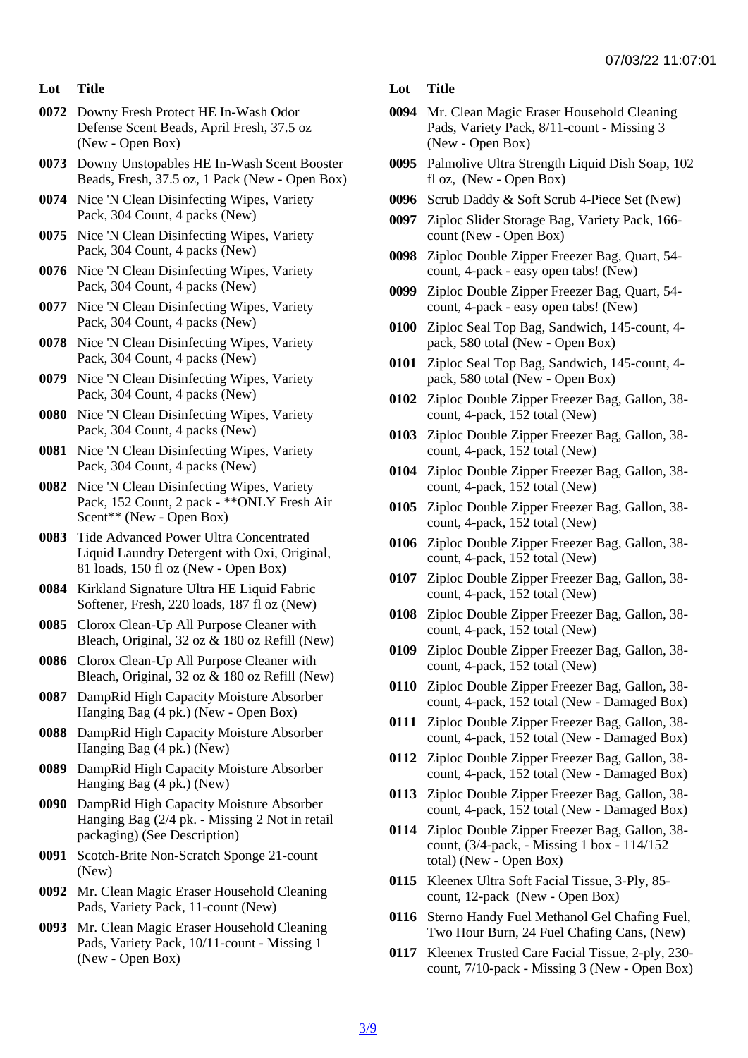| Lot | Title |
| --- | --- |
| 0072 | Downy Fresh Protect HE In-Wash Odor Defense Scent Beads, April Fresh, 37.5 oz (New - Open Box) |
| 0073 | Downy Unstopables HE In-Wash Scent Booster Beads, Fresh, 37.5 oz, 1 Pack (New - Open Box) |
| 0074 | Nice 'N Clean Disinfecting Wipes, Variety Pack, 304 Count, 4 packs (New) |
| 0075 | Nice 'N Clean Disinfecting Wipes, Variety Pack, 304 Count, 4 packs (New) |
| 0076 | Nice 'N Clean Disinfecting Wipes, Variety Pack, 304 Count, 4 packs (New) |
| 0077 | Nice 'N Clean Disinfecting Wipes, Variety Pack, 304 Count, 4 packs (New) |
| 0078 | Nice 'N Clean Disinfecting Wipes, Variety Pack, 304 Count, 4 packs (New) |
| 0079 | Nice 'N Clean Disinfecting Wipes, Variety Pack, 304 Count, 4 packs (New) |
| 0080 | Nice 'N Clean Disinfecting Wipes, Variety Pack, 304 Count, 4 packs (New) |
| 0081 | Nice 'N Clean Disinfecting Wipes, Variety Pack, 304 Count, 4 packs (New) |
| 0082 | Nice 'N Clean Disinfecting Wipes, Variety Pack, 152 Count, 2 pack - **ONLY Fresh Air Scent** (New - Open Box) |
| 0083 | Tide Advanced Power Ultra Concentrated Liquid Laundry Detergent with Oxi, Original, 81 loads, 150 fl oz (New - Open Box) |
| 0084 | Kirkland Signature Ultra HE Liquid Fabric Softener, Fresh, 220 loads, 187 fl oz (New) |
| 0085 | Clorox Clean-Up All Purpose Cleaner with Bleach, Original, 32 oz & 180 oz Refill (New) |
| 0086 | Clorox Clean-Up All Purpose Cleaner with Bleach, Original, 32 oz & 180 oz Refill (New) |
| 0087 | DampRid High Capacity Moisture Absorber Hanging Bag (4 pk.) (New - Open Box) |
| 0088 | DampRid High Capacity Moisture Absorber Hanging Bag (4 pk.) (New) |
| 0089 | DampRid High Capacity Moisture Absorber Hanging Bag (4 pk.) (New) |
| 0090 | DampRid High Capacity Moisture Absorber Hanging Bag (2/4 pk. - Missing 2 Not in retail packaging) (See Description) |
| 0091 | Scotch-Brite Non-Scratch Sponge 21-count (New) |
| 0092 | Mr. Clean Magic Eraser Household Cleaning Pads, Variety Pack, 11-count (New) |
| 0093 | Mr. Clean Magic Eraser Household Cleaning Pads, Variety Pack, 10/11-count - Missing 1 (New - Open Box) |
| 0094 | Mr. Clean Magic Eraser Household Cleaning Pads, Variety Pack, 8/11-count - Missing 3 (New - Open Box) |
| 0095 | Palmolive Ultra Strength Liquid Dish Soap, 102 fl oz, (New - Open Box) |
| 0096 | Scrub Daddy & Soft Scrub 4-Piece Set (New) |
| 0097 | Ziploc Slider Storage Bag, Variety Pack, 166-count (New - Open Box) |
| 0098 | Ziploc Double Zipper Freezer Bag, Quart, 54-count, 4-pack - easy open tabs! (New) |
| 0099 | Ziploc Double Zipper Freezer Bag, Quart, 54-count, 4-pack - easy open tabs! (New) |
| 0100 | Ziploc Seal Top Bag, Sandwich, 145-count, 4-pack, 580 total (New - Open Box) |
| 0101 | Ziploc Seal Top Bag, Sandwich, 145-count, 4-pack, 580 total (New - Open Box) |
| 0102 | Ziploc Double Zipper Freezer Bag, Gallon, 38-count, 4-pack, 152 total (New) |
| 0103 | Ziploc Double Zipper Freezer Bag, Gallon, 38-count, 4-pack, 152 total (New) |
| 0104 | Ziploc Double Zipper Freezer Bag, Gallon, 38-count, 4-pack, 152 total (New) |
| 0105 | Ziploc Double Zipper Freezer Bag, Gallon, 38-count, 4-pack, 152 total (New) |
| 0106 | Ziploc Double Zipper Freezer Bag, Gallon, 38-count, 4-pack, 152 total (New) |
| 0107 | Ziploc Double Zipper Freezer Bag, Gallon, 38-count, 4-pack, 152 total (New) |
| 0108 | Ziploc Double Zipper Freezer Bag, Gallon, 38-count, 4-pack, 152 total (New) |
| 0109 | Ziploc Double Zipper Freezer Bag, Gallon, 38-count, 4-pack, 152 total (New) |
| 0110 | Ziploc Double Zipper Freezer Bag, Gallon, 38-count, 4-pack, 152 total (New - Damaged Box) |
| 0111 | Ziploc Double Zipper Freezer Bag, Gallon, 38-count, 4-pack, 152 total (New - Damaged Box) |
| 0112 | Ziploc Double Zipper Freezer Bag, Gallon, 38-count, 4-pack, 152 total (New - Damaged Box) |
| 0113 | Ziploc Double Zipper Freezer Bag, Gallon, 38-count, 4-pack, 152 total (New - Damaged Box) |
| 0114 | Ziploc Double Zipper Freezer Bag, Gallon, 38-count, (3/4-pack, - Missing 1 box - 114/152 total) (New - Open Box) |
| 0115 | Kleenex Ultra Soft Facial Tissue, 3-Ply, 85-count, 12-pack (New - Open Box) |
| 0116 | Sterno Handy Fuel Methanol Gel Chafing Fuel, Two Hour Burn, 24 Fuel Chafing Cans, (New) |
| 0117 | Kleenex Trusted Care Facial Tissue, 2-ply, 230-count, 7/10-pack - Missing 3 (New - Open Box) |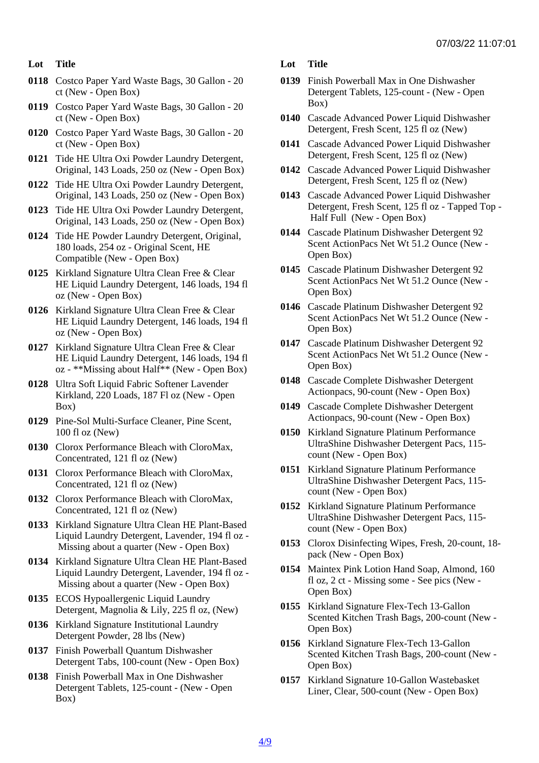| Lot | Title |
| --- | --- |
| 0118 | Costco Paper Yard Waste Bags, 30 Gallon - 20 ct (New - Open Box) |
| 0119 | Costco Paper Yard Waste Bags, 30 Gallon - 20 ct (New - Open Box) |
| 0120 | Costco Paper Yard Waste Bags, 30 Gallon - 20 ct (New - Open Box) |
| 0121 | Tide HE Ultra Oxi Powder Laundry Detergent, Original, 143 Loads, 250 oz (New - Open Box) |
| 0122 | Tide HE Ultra Oxi Powder Laundry Detergent, Original, 143 Loads, 250 oz (New - Open Box) |
| 0123 | Tide HE Ultra Oxi Powder Laundry Detergent, Original, 143 Loads, 250 oz (New - Open Box) |
| 0124 | Tide HE Powder Laundry Detergent, Original, 180 loads, 254 oz - Original Scent, HE Compatible (New - Open Box) |
| 0125 | Kirkland Signature Ultra Clean Free & Clear HE Liquid Laundry Detergent, 146 loads, 194 fl oz (New - Open Box) |
| 0126 | Kirkland Signature Ultra Clean Free & Clear HE Liquid Laundry Detergent, 146 loads, 194 fl oz (New - Open Box) |
| 0127 | Kirkland Signature Ultra Clean Free & Clear HE Liquid Laundry Detergent, 146 loads, 194 fl oz - **Missing about Half** (New - Open Box) |
| 0128 | Ultra Soft Liquid Fabric Softener Lavender Kirkland, 220 Loads, 187 Fl oz (New - Open Box) |
| 0129 | Pine-Sol Multi-Surface Cleaner, Pine Scent, 100 fl oz (New) |
| 0130 | Clorox Performance Bleach with CloroMax, Concentrated, 121 fl oz (New) |
| 0131 | Clorox Performance Bleach with CloroMax, Concentrated, 121 fl oz (New) |
| 0132 | Clorox Performance Bleach with CloroMax, Concentrated, 121 fl oz (New) |
| 0133 | Kirkland Signature Ultra Clean HE Plant-Based Liquid Laundry Detergent, Lavender, 194 fl oz - Missing about a quarter (New - Open Box) |
| 0134 | Kirkland Signature Ultra Clean HE Plant-Based Liquid Laundry Detergent, Lavender, 194 fl oz - Missing about a quarter (New - Open Box) |
| 0135 | ECOS Hypoallergenic Liquid Laundry Detergent, Magnolia & Lily, 225 fl oz, (New) |
| 0136 | Kirkland Signature Institutional Laundry Detergent Powder, 28 lbs (New) |
| 0137 | Finish Powerball Quantum Dishwasher Detergent Tabs, 100-count (New - Open Box) |
| 0138 | Finish Powerball Max in One Dishwasher Detergent Tablets, 125-count - (New - Open Box) |
| 0139 | Finish Powerball Max in One Dishwasher Detergent Tablets, 125-count - (New - Open Box) |
| 0140 | Cascade Advanced Power Liquid Dishwasher Detergent, Fresh Scent, 125 fl oz (New) |
| 0141 | Cascade Advanced Power Liquid Dishwasher Detergent, Fresh Scent, 125 fl oz (New) |
| 0142 | Cascade Advanced Power Liquid Dishwasher Detergent, Fresh Scent, 125 fl oz (New) |
| 0143 | Cascade Advanced Power Liquid Dishwasher Detergent, Fresh Scent, 125 fl oz - Tapped Top - Half Full (New - Open Box) |
| 0144 | Cascade Platinum Dishwasher Detergent 92 Scent ActionPacs Net Wt 51.2 Ounce (New - Open Box) |
| 0145 | Cascade Platinum Dishwasher Detergent 92 Scent ActionPacs Net Wt 51.2 Ounce (New - Open Box) |
| 0146 | Cascade Platinum Dishwasher Detergent 92 Scent ActionPacs Net Wt 51.2 Ounce (New - Open Box) |
| 0147 | Cascade Platinum Dishwasher Detergent 92 Scent ActionPacs Net Wt 51.2 Ounce (New - Open Box) |
| 0148 | Cascade Complete Dishwasher Detergent Actionpacs, 90-count (New - Open Box) |
| 0149 | Cascade Complete Dishwasher Detergent Actionpacs, 90-count (New - Open Box) |
| 0150 | Kirkland Signature Platinum Performance UltraShine Dishwasher Detergent Pacs, 115-count (New - Open Box) |
| 0151 | Kirkland Signature Platinum Performance UltraShine Dishwasher Detergent Pacs, 115-count (New - Open Box) |
| 0152 | Kirkland Signature Platinum Performance UltraShine Dishwasher Detergent Pacs, 115-count (New - Open Box) |
| 0153 | Clorox Disinfecting Wipes, Fresh, 20-count, 18-pack (New - Open Box) |
| 0154 | Maintex Pink Lotion Hand Soap, Almond, 160 fl oz, 2 ct - Missing some - See pics (New - Open Box) |
| 0155 | Kirkland Signature Flex-Tech 13-Gallon Scented Kitchen Trash Bags, 200-count (New - Open Box) |
| 0156 | Kirkland Signature Flex-Tech 13-Gallon Scented Kitchen Trash Bags, 200-count (New - Open Box) |
| 0157 | Kirkland Signature 10-Gallon Wastebasket Liner, Clear, 500-count (New - Open Box) |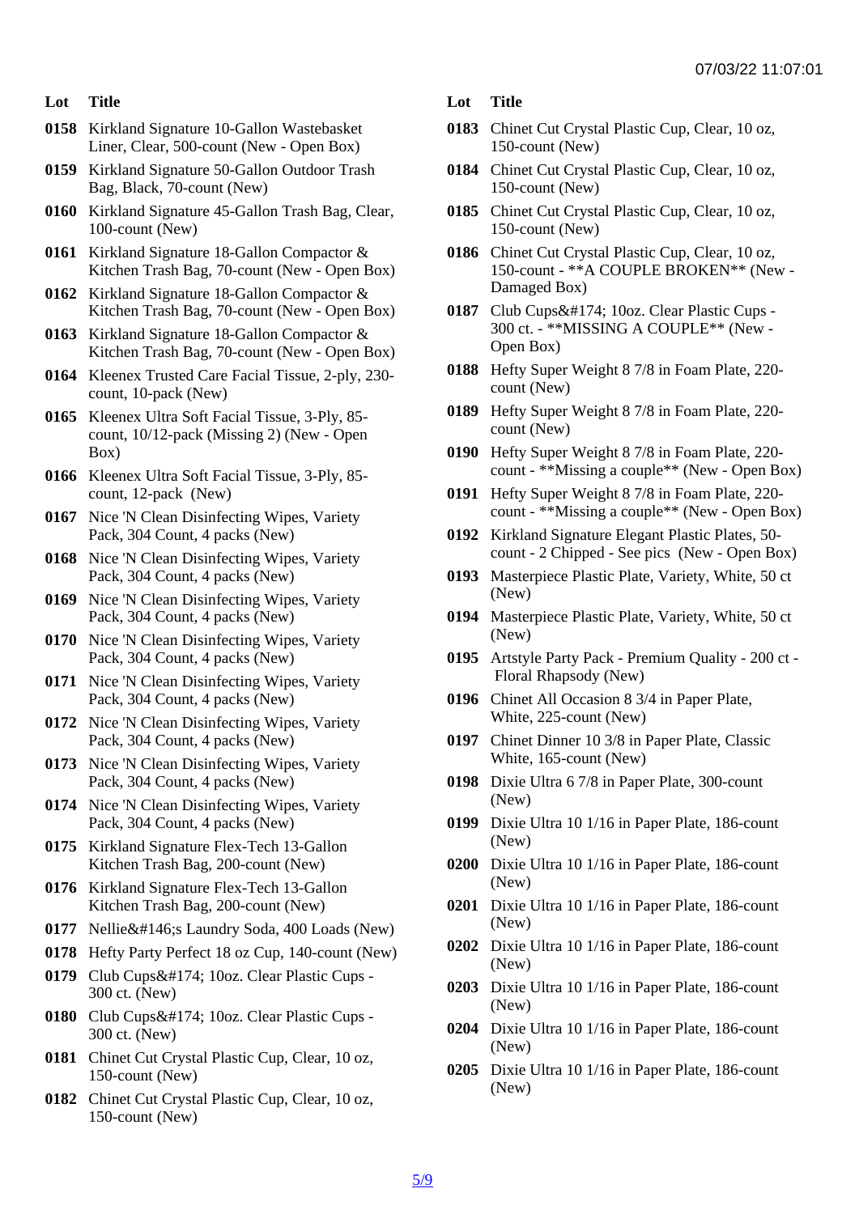| Lot | Title |
|---|---|
| 0158 | Kirkland Signature 10-Gallon Wastebasket Liner, Clear, 500-count (New - Open Box) |
| 0159 | Kirkland Signature 50-Gallon Outdoor Trash Bag, Black, 70-count (New) |
| 0160 | Kirkland Signature 45-Gallon Trash Bag, Clear, 100-count (New) |
| 0161 | Kirkland Signature 18-Gallon Compactor & Kitchen Trash Bag, 70-count (New - Open Box) |
| 0162 | Kirkland Signature 18-Gallon Compactor & Kitchen Trash Bag, 70-count (New - Open Box) |
| 0163 | Kirkland Signature 18-Gallon Compactor & Kitchen Trash Bag, 70-count (New - Open Box) |
| 0164 | Kleenex Trusted Care Facial Tissue, 2-ply, 230-count, 10-pack (New) |
| 0165 | Kleenex Ultra Soft Facial Tissue, 3-Ply, 85-count, 10/12-pack (Missing 2) (New - Open Box) |
| 0166 | Kleenex Ultra Soft Facial Tissue, 3-Ply, 85-count, 12-pack (New) |
| 0167 | Nice 'N Clean Disinfecting Wipes, Variety Pack, 304 Count, 4 packs (New) |
| 0168 | Nice 'N Clean Disinfecting Wipes, Variety Pack, 304 Count, 4 packs (New) |
| 0169 | Nice 'N Clean Disinfecting Wipes, Variety Pack, 304 Count, 4 packs (New) |
| 0170 | Nice 'N Clean Disinfecting Wipes, Variety Pack, 304 Count, 4 packs (New) |
| 0171 | Nice 'N Clean Disinfecting Wipes, Variety Pack, 304 Count, 4 packs (New) |
| 0172 | Nice 'N Clean Disinfecting Wipes, Variety Pack, 304 Count, 4 packs (New) |
| 0173 | Nice 'N Clean Disinfecting Wipes, Variety Pack, 304 Count, 4 packs (New) |
| 0174 | Nice 'N Clean Disinfecting Wipes, Variety Pack, 304 Count, 4 packs (New) |
| 0175 | Kirkland Signature Flex-Tech 13-Gallon Kitchen Trash Bag, 200-count (New) |
| 0176 | Kirkland Signature Flex-Tech 13-Gallon Kitchen Trash Bag, 200-count (New) |
| 0177 | Nellie&#146;s Laundry Soda, 400 Loads (New) |
| 0178 | Hefty Party Perfect 18 oz Cup, 140-count (New) |
| 0179 | Club Cups&#174; 10oz. Clear Plastic Cups - 300 ct. (New) |
| 0180 | Club Cups&#174; 10oz. Clear Plastic Cups - 300 ct. (New) |
| 0181 | Chinet Cut Crystal Plastic Cup, Clear, 10 oz, 150-count (New) |
| 0182 | Chinet Cut Crystal Plastic Cup, Clear, 10 oz, 150-count (New) |
| 0183 | Chinet Cut Crystal Plastic Cup, Clear, 10 oz, 150-count (New) |
| 0184 | Chinet Cut Crystal Plastic Cup, Clear, 10 oz, 150-count (New) |
| 0185 | Chinet Cut Crystal Plastic Cup, Clear, 10 oz, 150-count (New) |
| 0186 | Chinet Cut Crystal Plastic Cup, Clear, 10 oz, 150-count - **A COUPLE BROKEN** (New - Damaged Box) |
| 0187 | Club Cups&#174; 10oz. Clear Plastic Cups - 300 ct. - **MISSING A COUPLE** (New - Open Box) |
| 0188 | Hefty Super Weight 8 7/8 in Foam Plate, 220-count (New) |
| 0189 | Hefty Super Weight 8 7/8 in Foam Plate, 220-count (New) |
| 0190 | Hefty Super Weight 8 7/8 in Foam Plate, 220-count - **Missing a couple** (New - Open Box) |
| 0191 | Hefty Super Weight 8 7/8 in Foam Plate, 220-count - **Missing a couple** (New - Open Box) |
| 0192 | Kirkland Signature Elegant Plastic Plates, 50-count - 2 Chipped - See pics (New - Open Box) |
| 0193 | Masterpiece Plastic Plate, Variety, White, 50 ct (New) |
| 0194 | Masterpiece Plastic Plate, Variety, White, 50 ct (New) |
| 0195 | Artstyle Party Pack - Premium Quality - 200 ct - Floral Rhapsody (New) |
| 0196 | Chinet All Occasion 8 3/4 in Paper Plate, White, 225-count (New) |
| 0197 | Chinet Dinner 10 3/8 in Paper Plate, Classic White, 165-count (New) |
| 0198 | Dixie Ultra 6 7/8 in Paper Plate, 300-count (New) |
| 0199 | Dixie Ultra 10 1/16 in Paper Plate, 186-count (New) |
| 0200 | Dixie Ultra 10 1/16 in Paper Plate, 186-count (New) |
| 0201 | Dixie Ultra 10 1/16 in Paper Plate, 186-count (New) |
| 0202 | Dixie Ultra 10 1/16 in Paper Plate, 186-count (New) |
| 0203 | Dixie Ultra 10 1/16 in Paper Plate, 186-count (New) |
| 0204 | Dixie Ultra 10 1/16 in Paper Plate, 186-count (New) |
| 0205 | Dixie Ultra 10 1/16 in Paper Plate, 186-count (New) |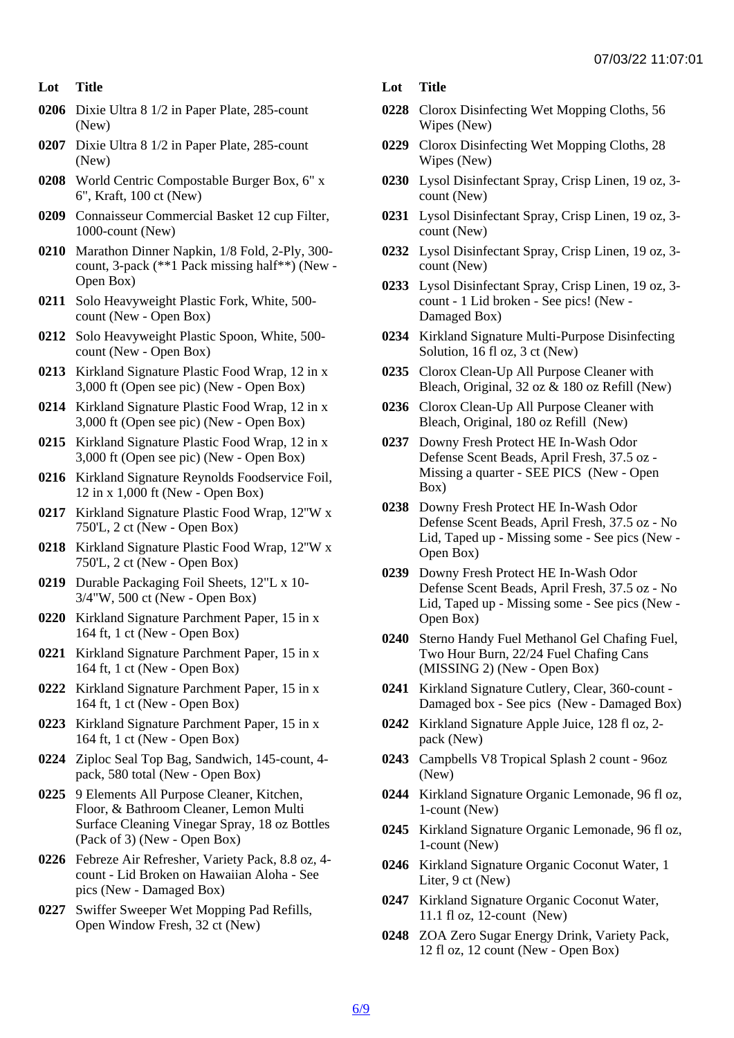| Lot | Title |
|---|---|
| 0206 | Dixie Ultra 8 1/2 in Paper Plate, 285-count (New) |
| 0207 | Dixie Ultra 8 1/2 in Paper Plate, 285-count (New) |
| 0208 | World Centric Compostable Burger Box, 6" x 6", Kraft, 100 ct (New) |
| 0209 | Connaisseur Commercial Basket 12 cup Filter, 1000-count (New) |
| 0210 | Marathon Dinner Napkin, 1/8 Fold, 2-Ply, 300-count, 3-pack (**1 Pack missing half**) (New - Open Box) |
| 0211 | Solo Heavyweight Plastic Fork, White, 500-count (New - Open Box) |
| 0212 | Solo Heavyweight Plastic Spoon, White, 500-count (New - Open Box) |
| 0213 | Kirkland Signature Plastic Food Wrap, 12 in x 3,000 ft (Open see pic) (New - Open Box) |
| 0214 | Kirkland Signature Plastic Food Wrap, 12 in x 3,000 ft (Open see pic) (New - Open Box) |
| 0215 | Kirkland Signature Plastic Food Wrap, 12 in x 3,000 ft (Open see pic) (New - Open Box) |
| 0216 | Kirkland Signature Reynolds Foodservice Foil, 12 in x 1,000 ft (New - Open Box) |
| 0217 | Kirkland Signature Plastic Food Wrap, 12"W x 750'L, 2 ct (New - Open Box) |
| 0218 | Kirkland Signature Plastic Food Wrap, 12"W x 750'L, 2 ct (New - Open Box) |
| 0219 | Durable Packaging Foil Sheets, 12"L x 10-3/4"W, 500 ct (New - Open Box) |
| 0220 | Kirkland Signature Parchment Paper, 15 in x 164 ft, 1 ct (New - Open Box) |
| 0221 | Kirkland Signature Parchment Paper, 15 in x 164 ft, 1 ct (New - Open Box) |
| 0222 | Kirkland Signature Parchment Paper, 15 in x 164 ft, 1 ct (New - Open Box) |
| 0223 | Kirkland Signature Parchment Paper, 15 in x 164 ft, 1 ct (New - Open Box) |
| 0224 | Ziploc Seal Top Bag, Sandwich, 145-count, 4-pack, 580 total (New - Open Box) |
| 0225 | 9 Elements All Purpose Cleaner, Kitchen, Floor, & Bathroom Cleaner, Lemon Multi Surface Cleaning Vinegar Spray, 18 oz Bottles (Pack of 3) (New - Open Box) |
| 0226 | Febreze Air Refresher, Variety Pack, 8.8 oz, 4-count - Lid Broken on Hawaiian Aloha - See pics (New - Damaged Box) |
| 0227 | Swiffer Sweeper Wet Mopping Pad Refills, Open Window Fresh, 32 ct (New) |
| 0228 | Clorox Disinfecting Wet Mopping Cloths, 56 Wipes (New) |
| 0229 | Clorox Disinfecting Wet Mopping Cloths, 28 Wipes (New) |
| 0230 | Lysol Disinfectant Spray, Crisp Linen, 19 oz, 3-count (New) |
| 0231 | Lysol Disinfectant Spray, Crisp Linen, 19 oz, 3-count (New) |
| 0232 | Lysol Disinfectant Spray, Crisp Linen, 19 oz, 3-count (New) |
| 0233 | Lysol Disinfectant Spray, Crisp Linen, 19 oz, 3-count - 1 Lid broken - See pics! (New - Damaged Box) |
| 0234 | Kirkland Signature Multi-Purpose Disinfecting Solution, 16 fl oz, 3 ct (New) |
| 0235 | Clorox Clean-Up All Purpose Cleaner with Bleach, Original, 32 oz & 180 oz Refill (New) |
| 0236 | Clorox Clean-Up All Purpose Cleaner with Bleach, Original, 180 oz Refill (New) |
| 0237 | Downy Fresh Protect HE In-Wash Odor Defense Scent Beads, April Fresh, 37.5 oz - Missing a quarter - SEE PICS (New - Open Box) |
| 0238 | Downy Fresh Protect HE In-Wash Odor Defense Scent Beads, April Fresh, 37.5 oz - No Lid, Taped up - Missing some - See pics (New - Open Box) |
| 0239 | Downy Fresh Protect HE In-Wash Odor Defense Scent Beads, April Fresh, 37.5 oz - No Lid, Taped up - Missing some - See pics (New - Open Box) |
| 0240 | Sterno Handy Fuel Methanol Gel Chafing Fuel, Two Hour Burn, 22/24 Fuel Chafing Cans (MISSING 2) (New - Open Box) |
| 0241 | Kirkland Signature Cutlery, Clear, 360-count - Damaged box - See pics (New - Damaged Box) |
| 0242 | Kirkland Signature Apple Juice, 128 fl oz, 2-pack (New) |
| 0243 | Campbells V8 Tropical Splash 2 count - 96oz (New) |
| 0244 | Kirkland Signature Organic Lemonade, 96 fl oz, 1-count (New) |
| 0245 | Kirkland Signature Organic Lemonade, 96 fl oz, 1-count (New) |
| 0246 | Kirkland Signature Organic Coconut Water, 1 Liter, 9 ct (New) |
| 0247 | Kirkland Signature Organic Coconut Water, 11.1 fl oz, 12-count (New) |
| 0248 | ZOA Zero Sugar Energy Drink, Variety Pack, 12 fl oz, 12 count (New - Open Box) |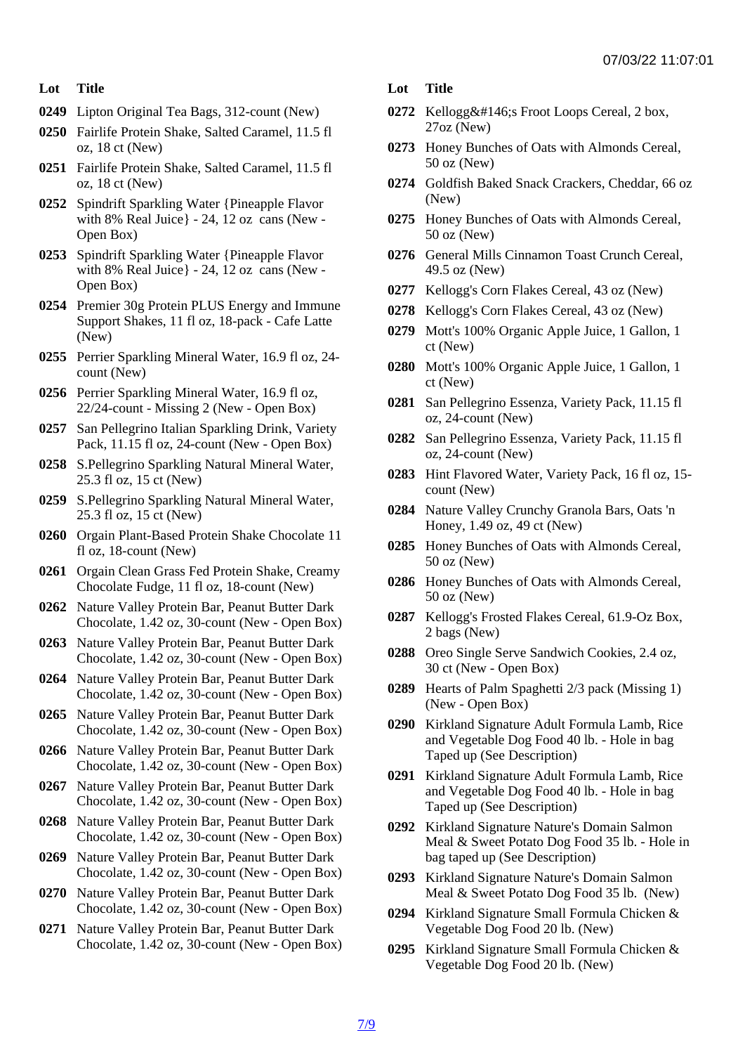| Lot | Title |
| --- | --- |
| 0249 | Lipton Original Tea Bags, 312-count (New) |
| 0250 | Fairlife Protein Shake, Salted Caramel, 11.5 fl oz, 18 ct (New) |
| 0251 | Fairlife Protein Shake, Salted Caramel, 11.5 fl oz, 18 ct (New) |
| 0252 | Spindrift Sparkling Water {Pineapple Flavor with 8% Real Juice} - 24, 12 oz cans (New - Open Box) |
| 0253 | Spindrift Sparkling Water {Pineapple Flavor with 8% Real Juice} - 24, 12 oz cans (New - Open Box) |
| 0254 | Premier 30g Protein PLUS Energy and Immune Support Shakes, 11 fl oz, 18-pack - Cafe Latte (New) |
| 0255 | Perrier Sparkling Mineral Water, 16.9 fl oz, 24-count (New) |
| 0256 | Perrier Sparkling Mineral Water, 16.9 fl oz, 22/24-count - Missing 2 (New - Open Box) |
| 0257 | San Pellegrino Italian Sparkling Drink, Variety Pack, 11.15 fl oz, 24-count (New - Open Box) |
| 0258 | S.Pellegrino Sparkling Natural Mineral Water, 25.3 fl oz, 15 ct (New) |
| 0259 | S.Pellegrino Sparkling Natural Mineral Water, 25.3 fl oz, 15 ct (New) |
| 0260 | Orgain Plant-Based Protein Shake Chocolate 11 fl oz, 18-count (New) |
| 0261 | Orgain Clean Grass Fed Protein Shake, Creamy Chocolate Fudge, 11 fl oz, 18-count (New) |
| 0262 | Nature Valley Protein Bar, Peanut Butter Dark Chocolate, 1.42 oz, 30-count (New - Open Box) |
| 0263 | Nature Valley Protein Bar, Peanut Butter Dark Chocolate, 1.42 oz, 30-count (New - Open Box) |
| 0264 | Nature Valley Protein Bar, Peanut Butter Dark Chocolate, 1.42 oz, 30-count (New - Open Box) |
| 0265 | Nature Valley Protein Bar, Peanut Butter Dark Chocolate, 1.42 oz, 30-count (New - Open Box) |
| 0266 | Nature Valley Protein Bar, Peanut Butter Dark Chocolate, 1.42 oz, 30-count (New - Open Box) |
| 0267 | Nature Valley Protein Bar, Peanut Butter Dark Chocolate, 1.42 oz, 30-count (New - Open Box) |
| 0268 | Nature Valley Protein Bar, Peanut Butter Dark Chocolate, 1.42 oz, 30-count (New - Open Box) |
| 0269 | Nature Valley Protein Bar, Peanut Butter Dark Chocolate, 1.42 oz, 30-count (New - Open Box) |
| 0270 | Nature Valley Protein Bar, Peanut Butter Dark Chocolate, 1.42 oz, 30-count (New - Open Box) |
| 0271 | Nature Valley Protein Bar, Peanut Butter Dark Chocolate, 1.42 oz, 30-count (New - Open Box) |
| 0272 | Kellogg&#146;s Froot Loops Cereal, 2 box, 27oz (New) |
| 0273 | Honey Bunches of Oats with Almonds Cereal, 50 oz (New) |
| 0274 | Goldfish Baked Snack Crackers, Cheddar, 66 oz (New) |
| 0275 | Honey Bunches of Oats with Almonds Cereal, 50 oz (New) |
| 0276 | General Mills Cinnamon Toast Crunch Cereal, 49.5 oz (New) |
| 0277 | Kellogg's Corn Flakes Cereal, 43 oz (New) |
| 0278 | Kellogg's Corn Flakes Cereal, 43 oz (New) |
| 0279 | Mott's 100% Organic Apple Juice, 1 Gallon, 1 ct (New) |
| 0280 | Mott's 100% Organic Apple Juice, 1 Gallon, 1 ct (New) |
| 0281 | San Pellegrino Essenza, Variety Pack, 11.15 fl oz, 24-count (New) |
| 0282 | San Pellegrino Essenza, Variety Pack, 11.15 fl oz, 24-count (New) |
| 0283 | Hint Flavored Water, Variety Pack, 16 fl oz, 15-count (New) |
| 0284 | Nature Valley Crunchy Granola Bars, Oats 'n Honey, 1.49 oz, 49 ct (New) |
| 0285 | Honey Bunches of Oats with Almonds Cereal, 50 oz (New) |
| 0286 | Honey Bunches of Oats with Almonds Cereal, 50 oz (New) |
| 0287 | Kellogg's Frosted Flakes Cereal, 61.9-Oz Box, 2 bags (New) |
| 0288 | Oreo Single Serve Sandwich Cookies, 2.4 oz, 30 ct (New - Open Box) |
| 0289 | Hearts of Palm Spaghetti 2/3 pack (Missing 1) (New - Open Box) |
| 0290 | Kirkland Signature Adult Formula Lamb, Rice and Vegetable Dog Food 40 lb. - Hole in bag Taped up (See Description) |
| 0291 | Kirkland Signature Adult Formula Lamb, Rice and Vegetable Dog Food 40 lb. - Hole in bag Taped up (See Description) |
| 0292 | Kirkland Signature Nature's Domain Salmon Meal & Sweet Potato Dog Food 35 lb. - Hole in bag taped up (See Description) |
| 0293 | Kirkland Signature Nature's Domain Salmon Meal & Sweet Potato Dog Food 35 lb. (New) |
| 0294 | Kirkland Signature Small Formula Chicken & Vegetable Dog Food 20 lb. (New) |
| 0295 | Kirkland Signature Small Formula Chicken & Vegetable Dog Food 20 lb. (New) |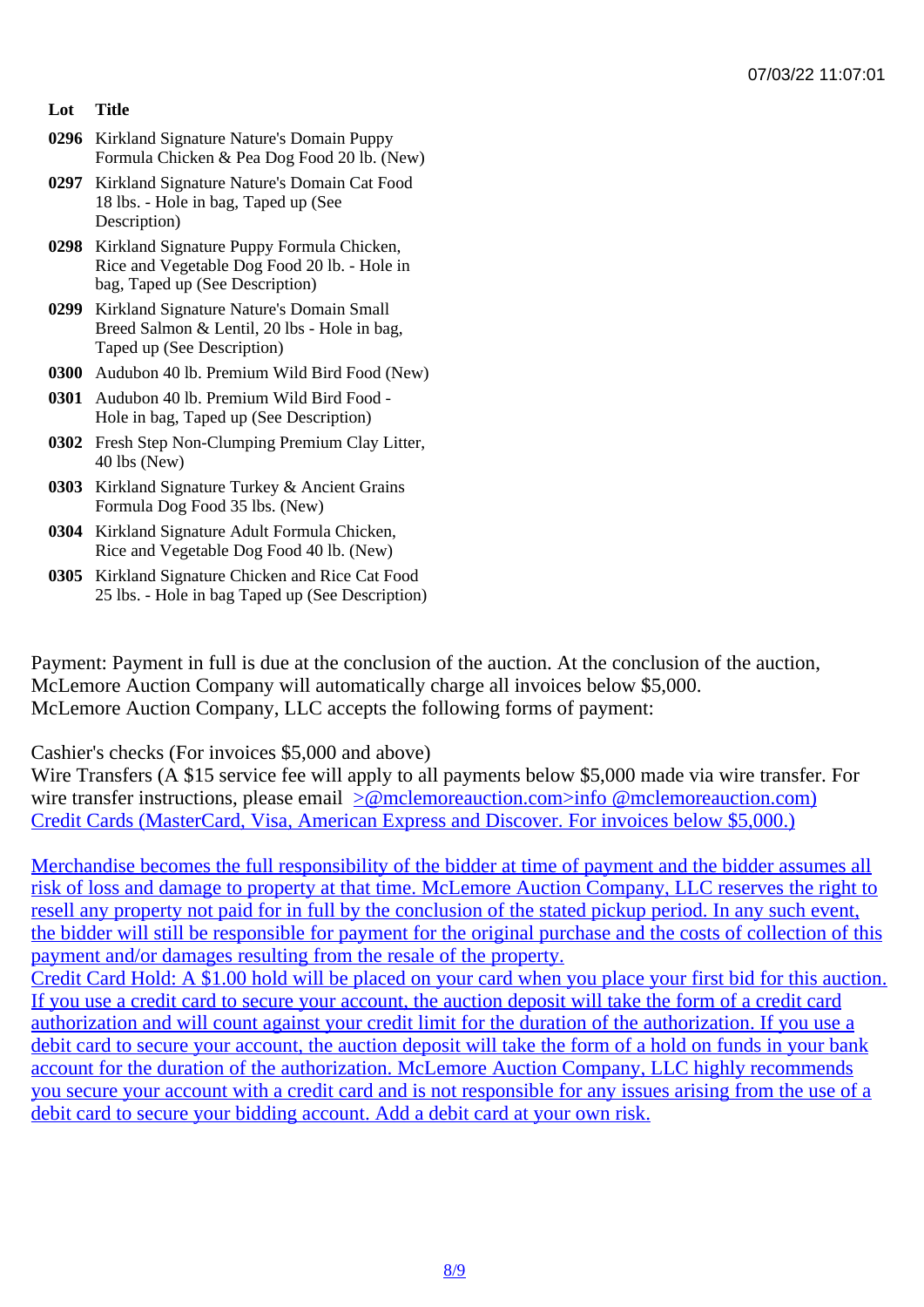| Lot | Title |
|---|---|
| 0296 | Kirkland Signature Nature's Domain Puppy Formula Chicken & Pea Dog Food 20 lb. (New) |
| 0297 | Kirkland Signature Nature's Domain Cat Food 18 lbs. - Hole in bag, Taped up (See Description) |
| 0298 | Kirkland Signature Puppy Formula Chicken, Rice and Vegetable Dog Food 20 lb. - Hole in bag, Taped up (See Description) |
| 0299 | Kirkland Signature Nature's Domain Small Breed Salmon & Lentil, 20 lbs - Hole in bag, Taped up (See Description) |
| 0300 | Audubon 40 lb. Premium Wild Bird Food (New) |
| 0301 | Audubon 40 lb. Premium Wild Bird Food - Hole in bag, Taped up (See Description) |
| 0302 | Fresh Step Non-Clumping Premium Clay Litter, 40 lbs (New) |
| 0303 | Kirkland Signature Turkey & Ancient Grains Formula Dog Food 35 lbs. (New) |
| 0304 | Kirkland Signature Adult Formula Chicken, Rice and Vegetable Dog Food 40 lb. (New) |
| 0305 | Kirkland Signature Chicken and Rice Cat Food 25 lbs. - Hole in bag Taped up (See Description) |

Payment: Payment in full is due at the conclusion of the auction. At the conclusion of the auction, McLemore Auction Company will automatically charge all invoices below $5,000.
McLemore Auction Company, LLC accepts the following forms of payment:

Cashier's checks (For invoices $5,000 and above)
Wire Transfers (A $15 service fee will apply to all payments below $5,000 made via wire transfer. For wire transfer instructions, please email >@mclemoreauction.com>info @mclemoreauction.com)
Credit Cards (MasterCard, Visa, American Express and Discover. For invoices below $5,000.)

Merchandise becomes the full responsibility of the bidder at time of payment and the bidder assumes all risk of loss and damage to property at that time. McLemore Auction Company, LLC reserves the right to resell any property not paid for in full by the conclusion of the stated pickup period. In any such event, the bidder will still be responsible for payment for the original purchase and the costs of collection of this payment and/or damages resulting from the resale of the property.
Credit Card Hold: A $1.00 hold will be placed on your card when you place your first bid for this auction. If you use a credit card to secure your account, the auction deposit will take the form of a credit card authorization and will count against your credit limit for the duration of the authorization. If you use a debit card to secure your account, the auction deposit will take the form of a hold on funds in your bank account for the duration of the authorization. McLemore Auction Company, LLC highly recommends you secure your account with a credit card and is not responsible for any issues arising from the use of a debit card to secure your bidding account. Add a debit card at your own risk.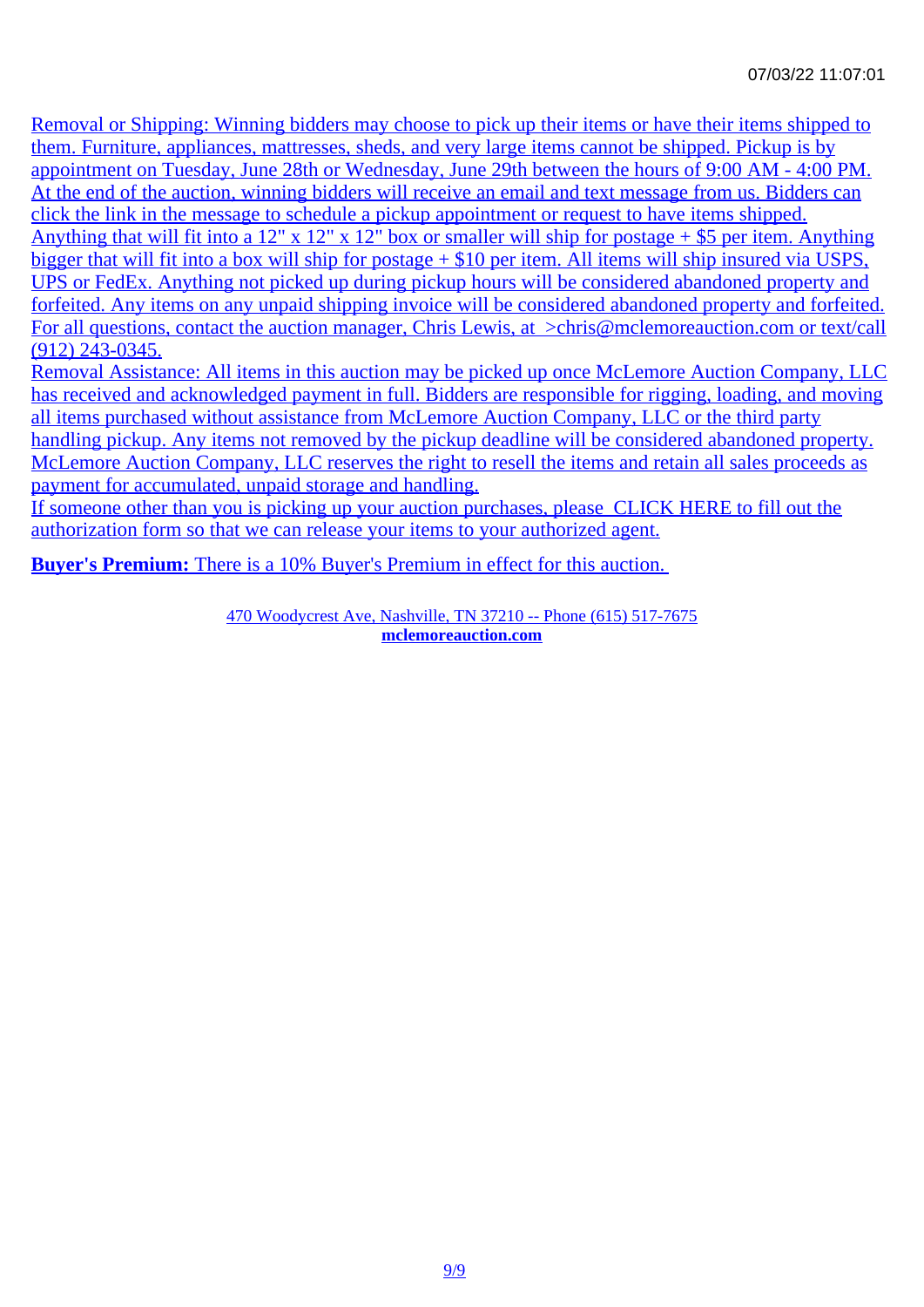Removal or Shipping: Winning bidders may choose to pick up their items or have their items shipped to them. Furniture, appliances, mattresses, sheds, and very large items cannot be shipped. Pickup is by appointment on Tuesday, June 28th or Wednesday, June 29th between the hours of 9:00 AM - 4:00 PM. At the end of the auction, winning bidders will receive an email and text message from us. Bidders can click the link in the message to schedule a pickup appointment or request to have items shipped. Anything that will fit into a 12" x 12" x 12" box or smaller will ship for postage + $5 per item. Anything bigger that will fit into a box will ship for postage + $10 per item. All items will ship insured via USPS, UPS or FedEx. Anything not picked up during pickup hours will be considered abandoned property and forfeited. Any items on any unpaid shipping invoice will be considered abandoned property and forfeited. For all questions, contact the auction manager, Chris Lewis, at >chris@mclemoreauction.com or text/call (912) 243-0345.

Removal Assistance: All items in this auction may be picked up once McLemore Auction Company, LLC has received and acknowledged payment in full. Bidders are responsible for rigging, loading, and moving all items purchased without assistance from McLemore Auction Company, LLC or the third party handling pickup. Any items not removed by the pickup deadline will be considered abandoned property. McLemore Auction Company, LLC reserves the right to resell the items and retain all sales proceeds as payment for accumulated, unpaid storage and handling.

If someone other than you is picking up your auction purchases, please CLICK HERE to fill out the authorization form so that we can release your items to your authorized agent.

**Buyer's Premium:** There is a 10% Buyer's Premium in effect for this auction.

470 Woodycrest Ave, Nashville, TN 37210 -- Phone (615) 517-7675

**mclemoreauction.com**